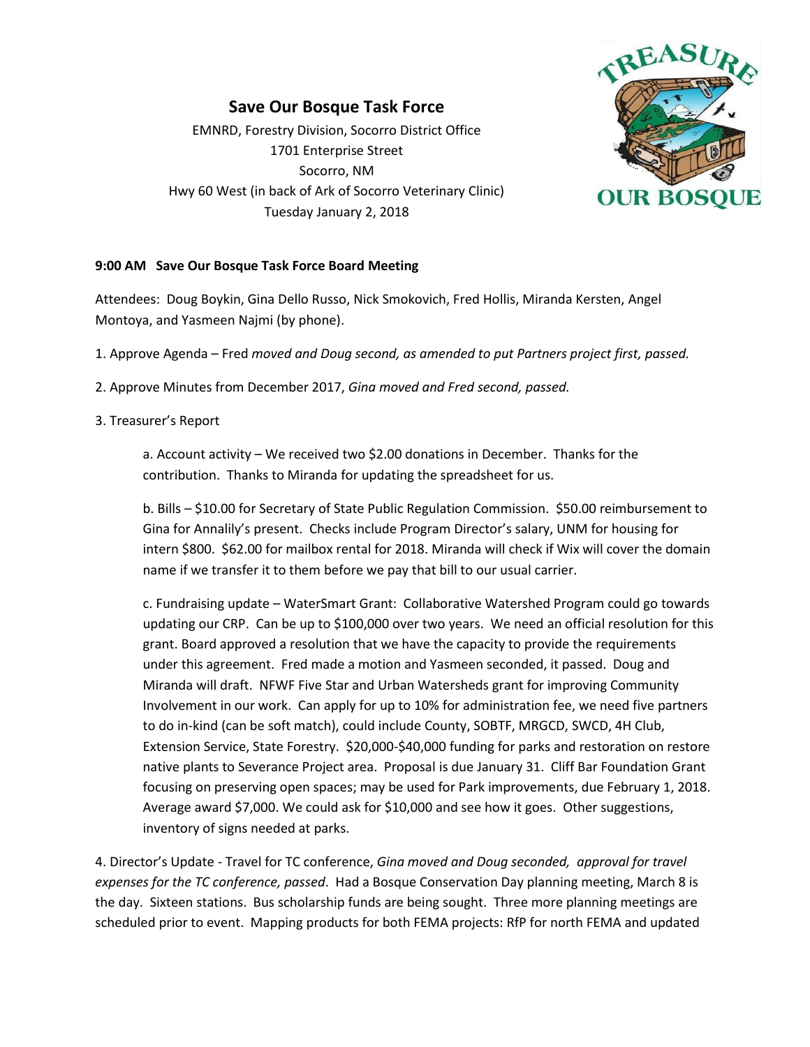## Save Our Bosque Task Force

EMNRD, Forestry Division, Socorro District Office
1701 Enterprise Street
Socorro, NM
Hwy 60 West (in back of Ark of Socorro Veterinary Clinic)
Tuesday January 2, 2018

**9:00 AM Save Our Bosque Task Force Board Meeting**

Attendees: Doug Boykin, Gina Dello Russo, Nick Smokovich, Fred Hollis, Miranda Kersten, Angel Montoya, and Yasmeen Najmi (by phone).

1. Approve Agenda – Fred *moved and Doug second, as amended to put Partners project first, passed.*

2. Approve Minutes from December 2017, *Gina moved and Fred second, passed.*

3. Treasurer's Report

   a. Account activity – We received two $2.00 donations in December. Thanks for the contribution. Thanks to Miranda for updating the spreadsheet for us.

   b. Bills – $10.00 for Secretary of State Public Regulation Commission. $50.00 reimbursement to Gina for Annalily's present. Checks include Program Director's salary, UNM for housing for intern $800. $62.00 for mailbox rental for 2018. Miranda will check if Wix will cover the domain name if we transfer it to them before we pay that bill to our usual carrier.

   c. Fundraising update – WaterSmart Grant: Collaborative Watershed Program could go towards updating our CRP. Can be up to $100,000 over two years. We need an official resolution for this grant. Board approved a resolution that we have the capacity to provide the requirements under this agreement. Fred made a motion and Yasmeen seconded, it passed. Doug and Miranda will draft. NFWF Five Star and Urban Watersheds grant for improving Community Involvement in our work. Can apply for up to 10% for administration fee, we need five partners to do in-kind (can be soft match), could include County, SOBTF, MRGCD, SWCD, 4H Club, Extension Service, State Forestry. $20,000-$40,000 funding for parks and restoration on restore native plants to Severance Project area. Proposal is due January 31. Cliff Bar Foundation Grant focusing on preserving open spaces; may be used for Park improvements, due February 1, 2018. Average award $7,000. We could ask for $10,000 and see how it goes. Other suggestions, inventory of signs needed at parks.

4. Director's Update - Travel for TC conference, *Gina moved and Doug seconded, approval for travel expenses for the TC conference, passed*. Had a Bosque Conservation Day planning meeting, March 8 is the day. Sixteen stations. Bus scholarship funds are being sought. Three more planning meetings are scheduled prior to event. Mapping products for both FEMA projects: RfP for north FEMA and updated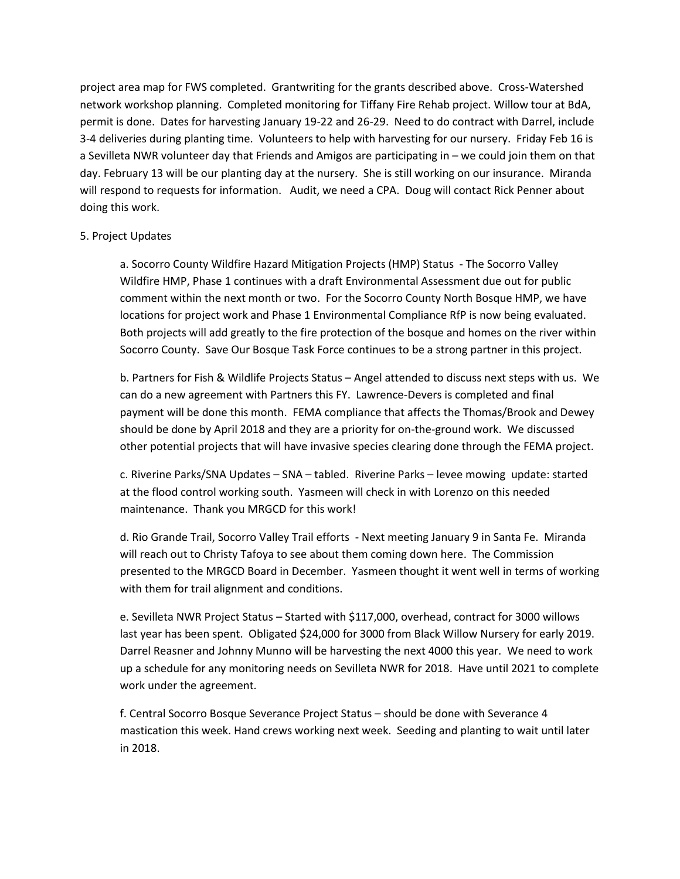project area map for FWS completed. Grantwriting for the grants described above. Cross-Watershed network workshop planning. Completed monitoring for Tiffany Fire Rehab project. Willow tour at BdA, permit is done. Dates for harvesting January 19-22 and 26-29. Need to do contract with Darrel, include 3-4 deliveries during planting time. Volunteers to help with harvesting for our nursery. Friday Feb 16 is a Sevilleta NWR volunteer day that Friends and Amigos are participating in – we could join them on that day. February 13 will be our planting day at the nursery. She is still working on our insurance. Miranda will respond to requests for information. Audit, we need a CPA. Doug will contact Rick Penner about doing this work.

5. Project Updates

a. Socorro County Wildfire Hazard Mitigation Projects (HMP) Status - The Socorro Valley Wildfire HMP, Phase 1 continues with a draft Environmental Assessment due out for public comment within the next month or two. For the Socorro County North Bosque HMP, we have locations for project work and Phase 1 Environmental Compliance RfP is now being evaluated. Both projects will add greatly to the fire protection of the bosque and homes on the river within Socorro County. Save Our Bosque Task Force continues to be a strong partner in this project.

b. Partners for Fish & Wildlife Projects Status – Angel attended to discuss next steps with us. We can do a new agreement with Partners this FY. Lawrence-Devers is completed and final payment will be done this month. FEMA compliance that affects the Thomas/Brook and Dewey should be done by April 2018 and they are a priority for on-the-ground work. We discussed other potential projects that will have invasive species clearing done through the FEMA project.

c. Riverine Parks/SNA Updates – SNA – tabled. Riverine Parks – levee mowing update: started at the flood control working south. Yasmeen will check in with Lorenzo on this needed maintenance. Thank you MRGCD for this work!

d. Rio Grande Trail, Socorro Valley Trail efforts - Next meeting January 9 in Santa Fe. Miranda will reach out to Christy Tafoya to see about them coming down here. The Commission presented to the MRGCD Board in December. Yasmeen thought it went well in terms of working with them for trail alignment and conditions.

e. Sevilleta NWR Project Status – Started with $117,000, overhead, contract for 3000 willows last year has been spent. Obligated $24,000 for 3000 from Black Willow Nursery for early 2019. Darrel Reasner and Johnny Munno will be harvesting the next 4000 this year. We need to work up a schedule for any monitoring needs on Sevilleta NWR for 2018. Have until 2021 to complete work under the agreement.

f. Central Socorro Bosque Severance Project Status – should be done with Severance 4 mastication this week. Hand crews working next week. Seeding and planting to wait until later in 2018.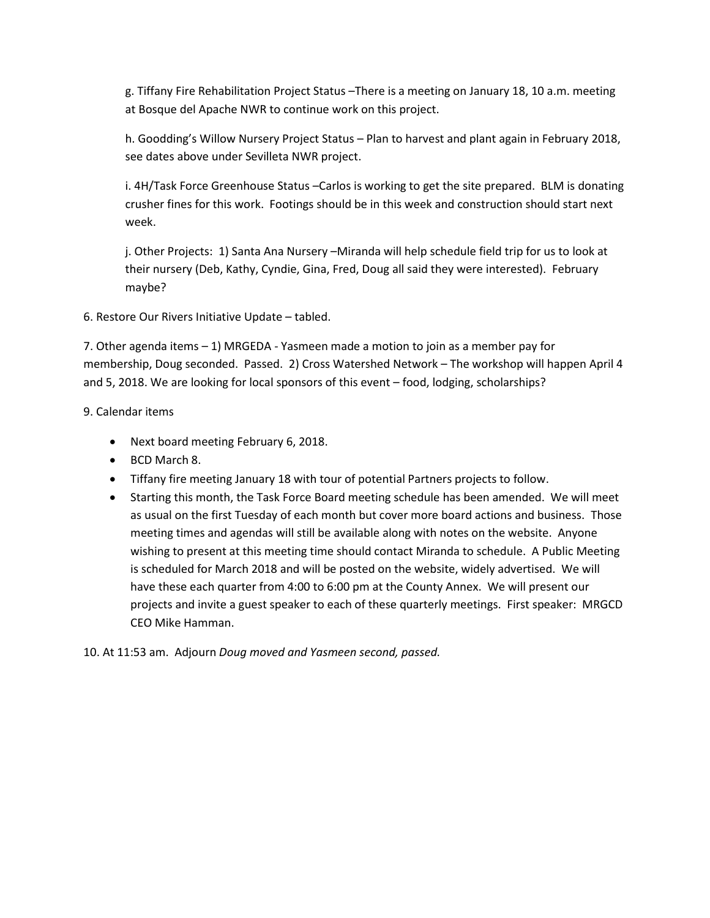g. Tiffany Fire Rehabilitation Project Status –There is a meeting on January 18, 10 a.m. meeting at Bosque del Apache NWR to continue work on this project.

h. Goodding's Willow Nursery Project Status – Plan to harvest and plant again in February 2018, see dates above under Sevilleta NWR project.

i. 4H/Task Force Greenhouse Status –Carlos is working to get the site prepared. BLM is donating crusher fines for this work. Footings should be in this week and construction should start next week.

j. Other Projects: 1) Santa Ana Nursery –Miranda will help schedule field trip for us to look at their nursery (Deb, Kathy, Cyndie, Gina, Fred, Doug all said they were interested). February maybe?

6. Restore Our Rivers Initiative Update – tabled.

7. Other agenda items – 1) MRGEDA - Yasmeen made a motion to join as a member pay for membership, Doug seconded. Passed. 2) Cross Watershed Network – The workshop will happen April 4 and 5, 2018. We are looking for local sponsors of this event – food, lodging, scholarships?

9. Calendar items

- Next board meeting February 6, 2018.
- BCD March 8.
- Tiffany fire meeting January 18 with tour of potential Partners projects to follow.
- Starting this month, the Task Force Board meeting schedule has been amended. We will meet as usual on the first Tuesday of each month but cover more board actions and business. Those meeting times and agendas will still be available along with notes on the website. Anyone wishing to present at this meeting time should contact Miranda to schedule. A Public Meeting is scheduled for March 2018 and will be posted on the website, widely advertised. We will have these each quarter from 4:00 to 6:00 pm at the County Annex. We will present our projects and invite a guest speaker to each of these quarterly meetings. First speaker: MRGCD CEO Mike Hamman.

10. At 11:53 am. Adjourn *Doug moved and Yasmeen second, passed.*